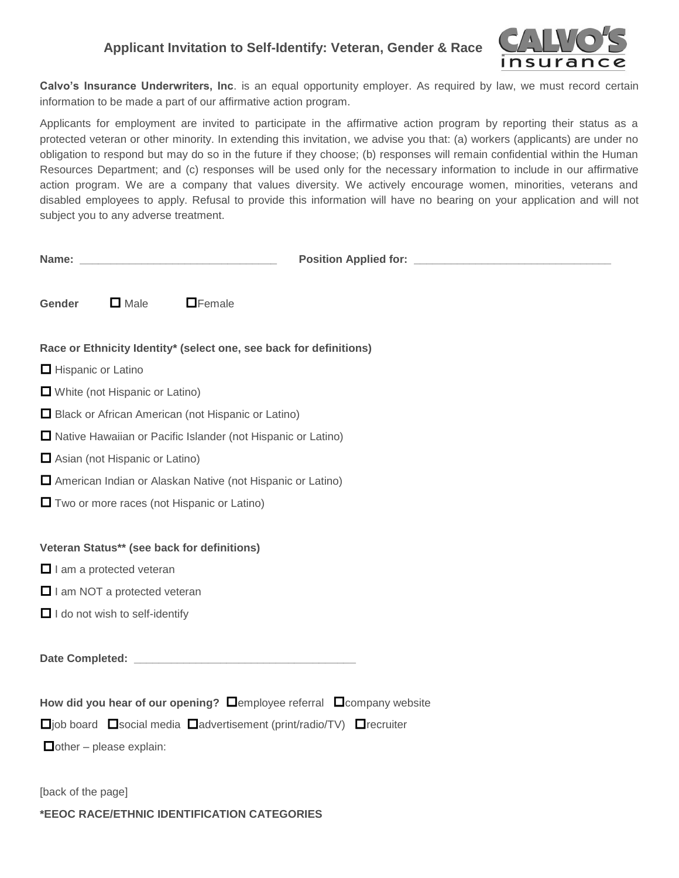# Applicant Invitation to Self-Identify: Veteran, Gender & Race

**Calvo's Insurance Underwriters, Inc**. is an equal opportunity employer. As required by law, we must record certain information to be made a part of our affirmative action program.

Applicants for employment are invited to participate in the affirmative action program by reporting their status as a protected veteran or other minority. In extending this invitation, we advise you that: (a) workers (applicants) are under no obligation to respond but may do so in the future if they choose; (b) responses will remain confidential within the Human Resources Department; and (c) responses will be used only for the necessary information to include in our affirmative action program. We are a company that values diversity. We actively encourage women, minorities, veterans and disabled employees to apply. Refusal to provide this information will have no bearing on your application and will not subject you to any adverse treatment.

**Name:** ________________________________ **Position Applied for:** ________________________________

**Gender** ☐ Male ☐ Female

**Race or Ethnicity Identity* (select one, see back for definitions)**

- ☐ Hispanic or Latino
- ☐ White (not Hispanic or Latino)
- ☐ Black or African American (not Hispanic or Latino)
- ☐ Native Hawaiian or Pacific Islander (not Hispanic or Latino)
- ☐ Asian (not Hispanic or Latino)
- ☐ American Indian or Alaskan Native (not Hispanic or Latino)
- ☐ Two or more races (not Hispanic or Latino)

**Veteran Status** (see back for definitions)**

- ☐ I am a protected veteran
- ☐ I am NOT a protected veteran
- ☐ I do not wish to self-identify

**Date Completed:** ____________________________________

**How did you hear of our opening?** ☐ employee referral ☐ company website

☐ job board ☐ social media ☐ advertisement (print/radio/TV) ☐ recruiter

☐ other – please explain:

[back of the page]

**\*EEOC RACE/ETHNIC IDENTIFICATION CATEGORIES**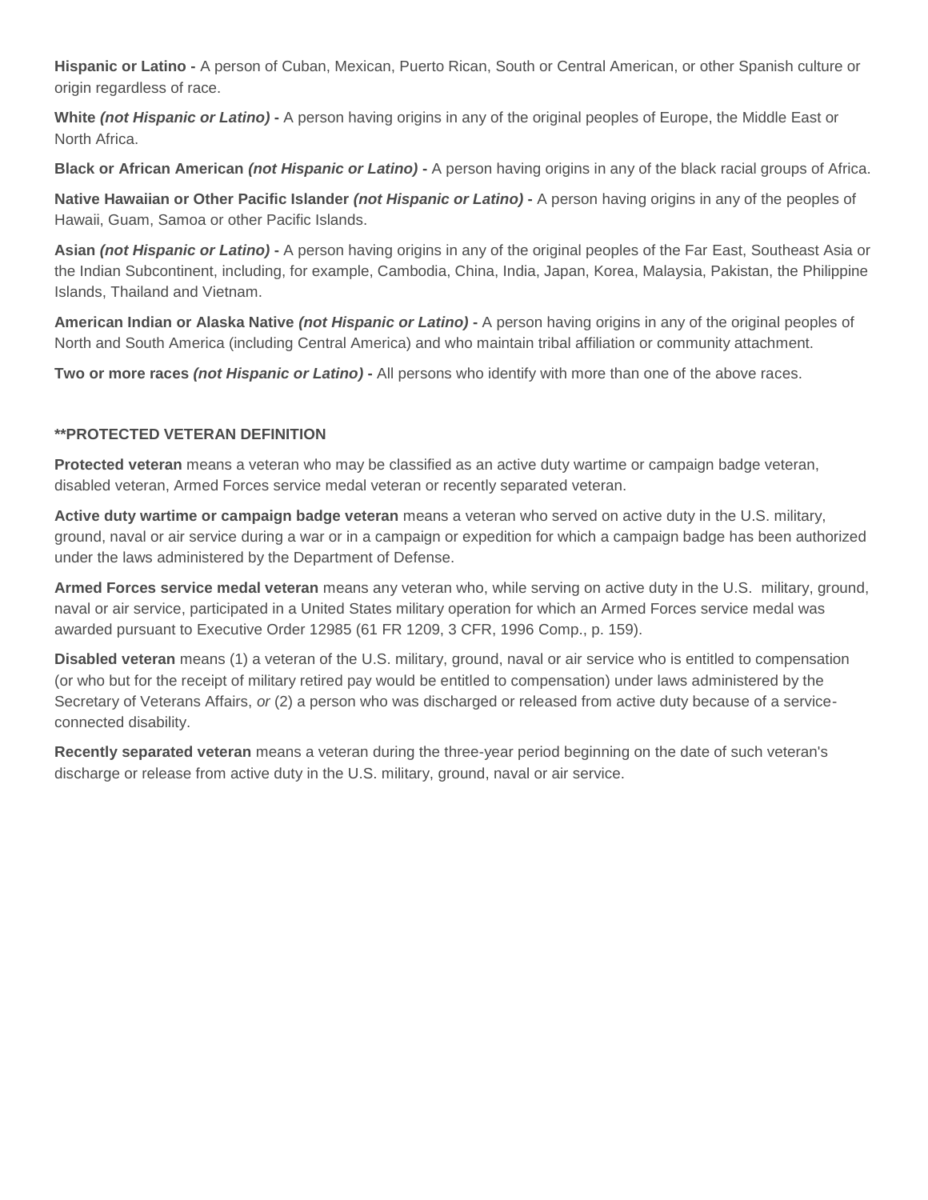**Hispanic or Latino -** A person of Cuban, Mexican, Puerto Rican, South or Central American, or other Spanish culture or origin regardless of race.

**White *(not Hispanic or Latino)* -** A person having origins in any of the original peoples of Europe, the Middle East or North Africa.

**Black or African American *(not Hispanic or Latino)* -** A person having origins in any of the black racial groups of Africa.

**Native Hawaiian or Other Pacific Islander *(not Hispanic or Latino)* -** A person having origins in any of the peoples of Hawaii, Guam, Samoa or other Pacific Islands.

**Asian *(not Hispanic or Latino)* -** A person having origins in any of the original peoples of the Far East, Southeast Asia or the Indian Subcontinent, including, for example, Cambodia, China, India, Japan, Korea, Malaysia, Pakistan, the Philippine Islands, Thailand and Vietnam.

**American Indian or Alaska Native *(not Hispanic or Latino)* -** A person having origins in any of the original peoples of North and South America (including Central America) and who maintain tribal affiliation or community attachment.

**Two or more races *(not Hispanic or Latino)* -** All persons who identify with more than one of the above races.

**\*\*PROTECTED VETERAN DEFINITION**

**Protected veteran** means a veteran who may be classified as an active duty wartime or campaign badge veteran, disabled veteran, Armed Forces service medal veteran or recently separated veteran.

**Active duty wartime or campaign badge veteran** means a veteran who served on active duty in the U.S. military, ground, naval or air service during a war or in a campaign or expedition for which a campaign badge has been authorized under the laws administered by the Department of Defense.

**Armed Forces service medal veteran** means any veteran who, while serving on active duty in the U.S. military, ground, naval or air service, participated in a United States military operation for which an Armed Forces service medal was awarded pursuant to Executive Order 12985 (61 FR 1209, 3 CFR, 1996 Comp., p. 159).

**Disabled veteran** means (1) a veteran of the U.S. military, ground, naval or air service who is entitled to compensation (or who but for the receipt of military retired pay would be entitled to compensation) under laws administered by the Secretary of Veterans Affairs, *or* (2) a person who was discharged or released from active duty because of a service-connected disability.

**Recently separated veteran** means a veteran during the three-year period beginning on the date of such veteran's discharge or release from active duty in the U.S. military, ground, naval or air service.